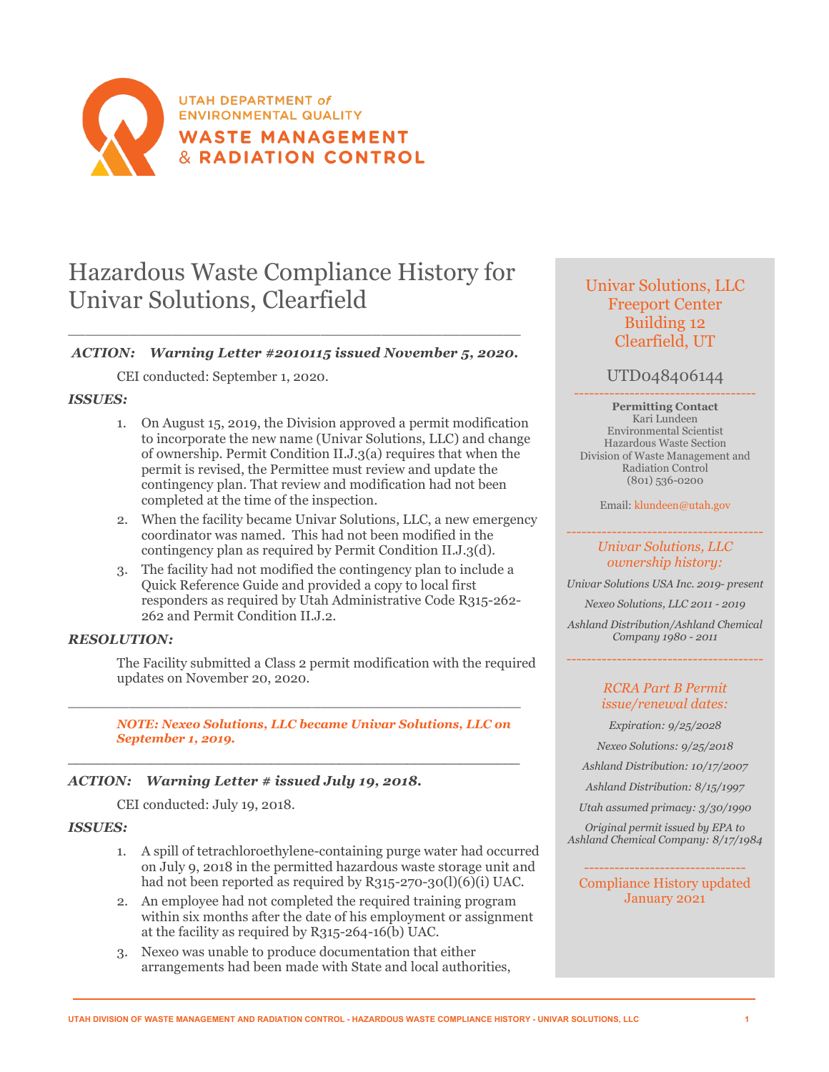UTAH DEPARTMENT of ENVIRONMENTAL QUALITY
WASTE MANAGEMENT & RADIATION CONTROL

# Hazardous Waste Compliance History for Univar Solutions, Clearfield

***ACTION: Warning Letter #2010115 issued November 5, 2020.***

CEI conducted: September 1, 2020.

***ISSUES:***

1. On August 15, 2019, the Division approved a permit modification to incorporate the new name (Univar Solutions, LLC) and change of ownership. Permit Condition II.J.3(a) requires that when the permit is revised, the Permittee must review and update the contingency plan. That review and modification had not been completed at the time of the inspection.
2. When the facility became Univar Solutions, LLC, a new emergency coordinator was named. This had not been modified in the contingency plan as required by Permit Condition II.J.3(d).
3. The facility had not modified the contingency plan to include a Quick Reference Guide and provided a copy to local first responders as required by Utah Administrative Code R315-262-262 and Permit Condition II.J.2.

***RESOLUTION:***

The Facility submitted a Class 2 permit modification with the required updates on November 20, 2020.

***NOTE: Nexeo Solutions, LLC became Univar Solutions, LLC on September 1, 2019.***

***ACTION: Warning Letter # issued July 19, 2018.***

CEI conducted: July 19, 2018.

***ISSUES:***

1. A spill of tetrachloroethylene-containing purge water had occurred on July 9, 2018 in the permitted hazardous waste storage unit and had not been reported as required by R315-270-30(l)(6)(i) UAC.
2. An employee had not completed the required training program within six months after the date of his employment or assignment at the facility as required by R315-264-16(b) UAC.
3. Nexeo was unable to produce documentation that either arrangements had been made with State and local authorities,

---

Univar Solutions, LLC
Freeport Center
Building 12
Clearfield, UT

UTD048406144

**Permitting Contact**
Kari Lundeen
Environmental Scientist
Hazardous Waste Section
Division of Waste Management and Radiation Control
(801) 536-0200

Email: klundeen@utah.gov

*Univar Solutions, LLC ownership history:*

*Univar Solutions USA Inc. 2019- present*

*Nexeo Solutions, LLC 2011 - 2019*

*Ashland Distribution/Ashland Chemical Company 1980 - 2011*

*RCRA Part B Permit issue/renewal dates:*

*Expiration: 9/25/2028*

*Nexeo Solutions: 9/25/2018*

*Ashland Distribution: 10/17/2007*

*Ashland Distribution: 8/15/1997*

*Utah assumed primacy: 3/30/1990*

*Original permit issued by EPA to Ashland Chemical Company: 8/17/1984*

Compliance History updated January 2021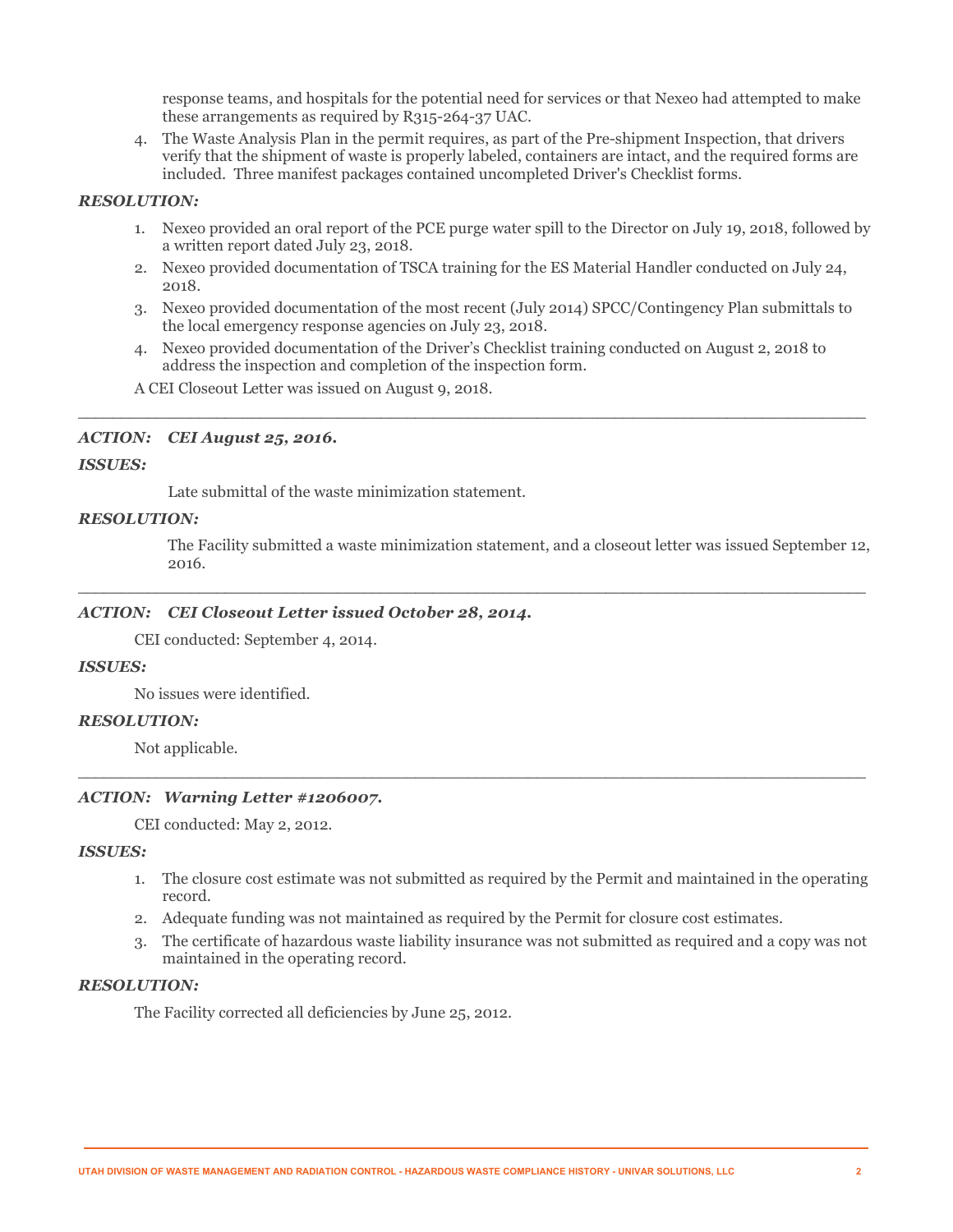response teams, and hospitals for the potential need for services or that Nexeo had attempted to make these arrangements as required by R315-264-37 UAC.

4. The Waste Analysis Plan in the permit requires, as part of the Pre-shipment Inspection, that drivers verify that the shipment of waste is properly labeled, containers are intact, and the required forms are included. Three manifest packages contained uncompleted Driver's Checklist forms.

***RESOLUTION:***

1. Nexeo provided an oral report of the PCE purge water spill to the Director on July 19, 2018, followed by a written report dated July 23, 2018.
2. Nexeo provided documentation of TSCA training for the ES Material Handler conducted on July 24, 2018.
3. Nexeo provided documentation of the most recent (July 2014) SPCC/Contingency Plan submittals to the local emergency response agencies on July 23, 2018.
4. Nexeo provided documentation of the Driver's Checklist training conducted on August 2, 2018 to address the inspection and completion of the inspection form.

A CEI Closeout Letter was issued on August 9, 2018.

---

***ACTION: CEI August 25, 2016.***

***ISSUES:***

Late submittal of the waste minimization statement.

***RESOLUTION:***

The Facility submitted a waste minimization statement, and a closeout letter was issued September 12, 2016.

---

***ACTION: CEI Closeout Letter issued October 28, 2014.***

CEI conducted: September 4, 2014.

***ISSUES:***

No issues were identified.

***RESOLUTION:***

Not applicable.

---

***ACTION: Warning Letter #1206007.***

CEI conducted: May 2, 2012.

***ISSUES:***

1. The closure cost estimate was not submitted as required by the Permit and maintained in the operating record.
2. Adequate funding was not maintained as required by the Permit for closure cost estimates.
3. The certificate of hazardous waste liability insurance was not submitted as required and a copy was not maintained in the operating record.

***RESOLUTION:***

The Facility corrected all deficiencies by June 25, 2012.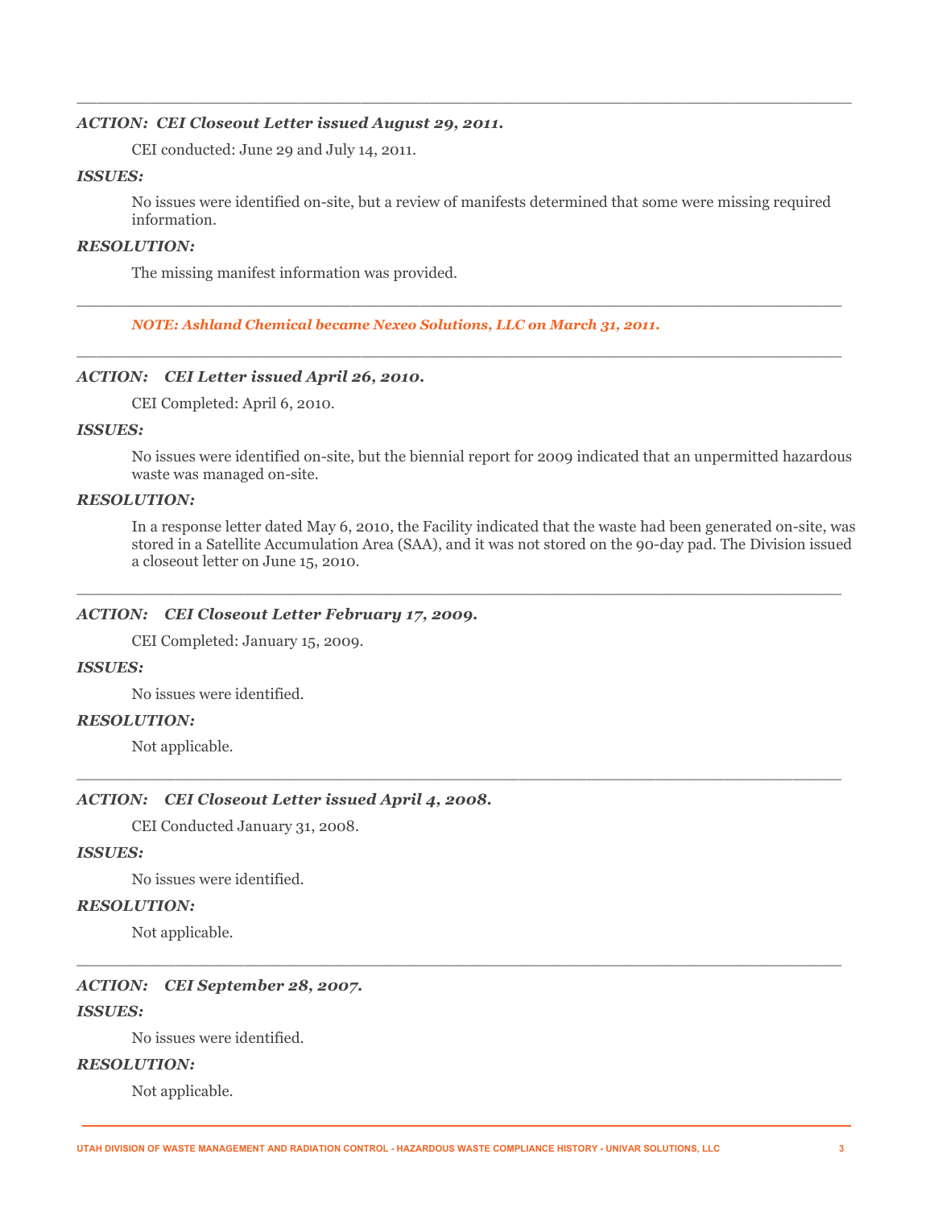---

***ACTION: CEI Closeout Letter issued August 29, 2011.***

CEI conducted: June 29 and July 14, 2011.

***ISSUES:***

No issues were identified on-site, but a review of manifests determined that some were missing required information.

***RESOLUTION:***

The missing manifest information was provided.

---

***NOTE: Ashland Chemical became Nexeo Solutions, LLC on March 31, 2011.***

---

***ACTION: CEI Letter issued April 26, 2010.***

CEI Completed: April 6, 2010.

***ISSUES:***

No issues were identified on-site, but the biennial report for 2009 indicated that an unpermitted hazardous waste was managed on-site.

***RESOLUTION:***

In a response letter dated May 6, 2010, the Facility indicated that the waste had been generated on-site, was stored in a Satellite Accumulation Area (SAA), and it was not stored on the 90-day pad. The Division issued a closeout letter on June 15, 2010.

---

***ACTION: CEI Closeout Letter February 17, 2009.***

CEI Completed: January 15, 2009.

***ISSUES:***

No issues were identified.

***RESOLUTION:***

Not applicable.

---

***ACTION: CEI Closeout Letter issued April 4, 2008.***

CEI Conducted January 31, 2008.

***ISSUES:***

No issues were identified.

***RESOLUTION:***

Not applicable.

---

***ACTION: CEI September 28, 2007.***

***ISSUES:***

No issues were identified.

***RESOLUTION:***

Not applicable.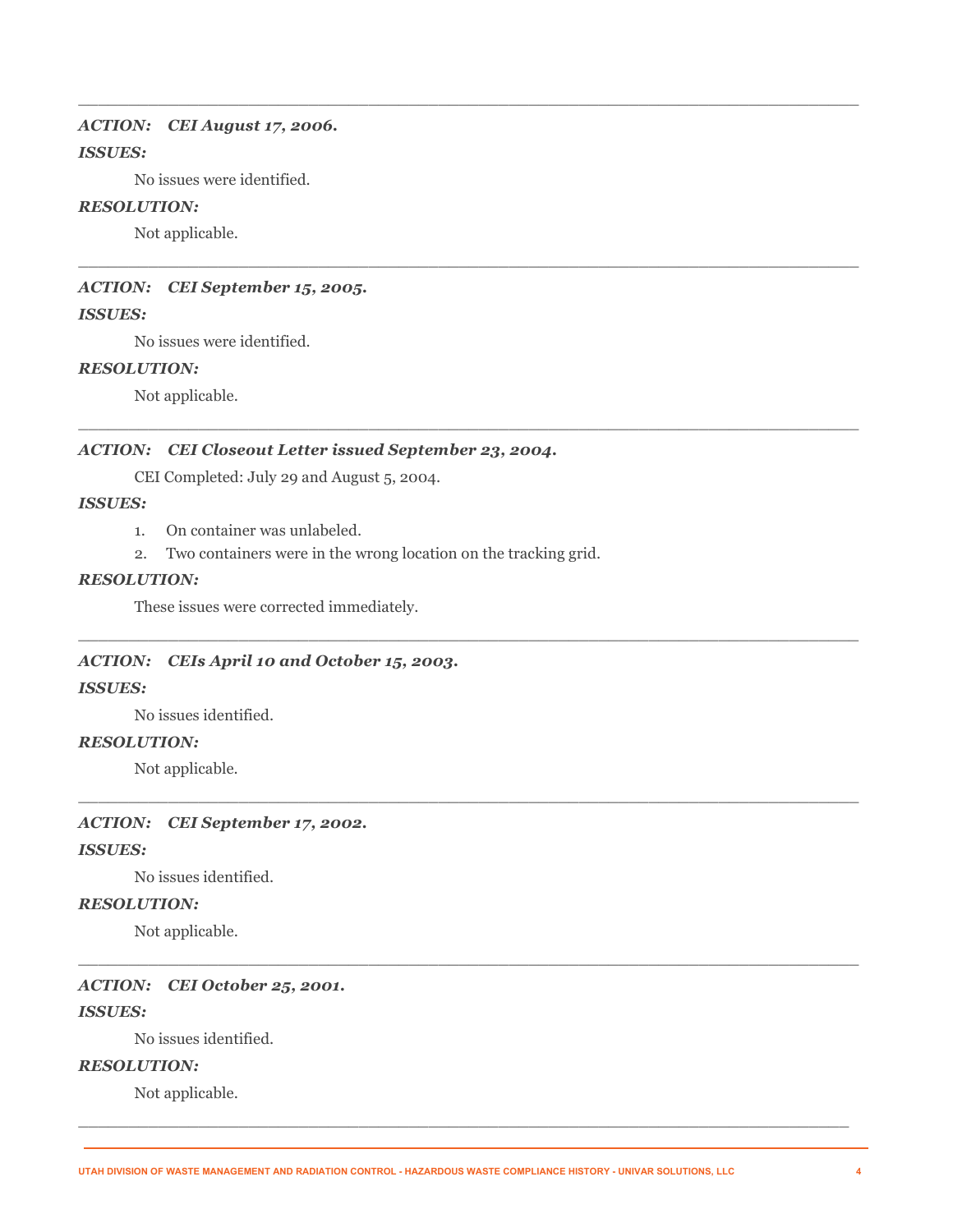---

***ACTION: CEI August 17, 2006.***

***ISSUES:***

No issues were identified.

***RESOLUTION:***

Not applicable.

---

***ACTION: CEI September 15, 2005.***

***ISSUES:***

No issues were identified.

***RESOLUTION:***

Not applicable.

---

***ACTION: CEI Closeout Letter issued September 23, 2004.***

CEI Completed: July 29 and August 5, 2004.

***ISSUES:***

1. On container was unlabeled.
2. Two containers were in the wrong location on the tracking grid.

***RESOLUTION:***

These issues were corrected immediately.

---

***ACTION: CEIs April 10 and October 15, 2003.***

***ISSUES:***

No issues identified.

***RESOLUTION:***

Not applicable.

---

***ACTION: CEI September 17, 2002.***

***ISSUES:***

No issues identified.

***RESOLUTION:***

Not applicable.

---

***ACTION: CEI October 25, 2001.***

***ISSUES:***

No issues identified.

***RESOLUTION:***

Not applicable.

---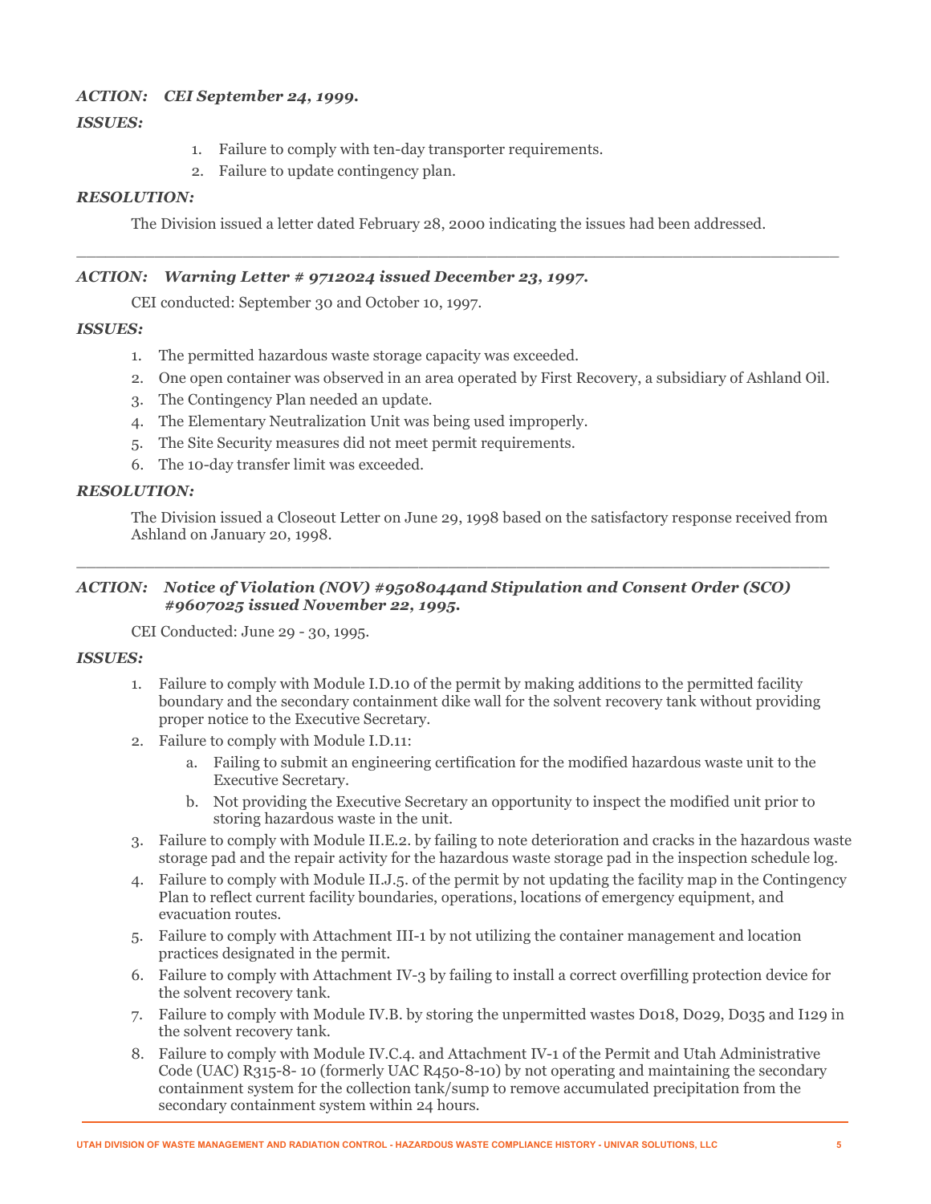***ACTION: CEI September 24, 1999.***

***ISSUES:***

1. Failure to comply with ten-day transporter requirements.
2. Failure to update contingency plan.

***RESOLUTION:***

The Division issued a letter dated February 28, 2000 indicating the issues had been addressed.

---

***ACTION: Warning Letter # 9712024 issued December 23, 1997.***

CEI conducted: September 30 and October 10, 1997.

***ISSUES:***

1. The permitted hazardous waste storage capacity was exceeded.
2. One open container was observed in an area operated by First Recovery, a subsidiary of Ashland Oil.
3. The Contingency Plan needed an update.
4. The Elementary Neutralization Unit was being used improperly.
5. The Site Security measures did not meet permit requirements.
6. The 10-day transfer limit was exceeded.

***RESOLUTION:***

The Division issued a Closeout Letter on June 29, 1998 based on the satisfactory response received from Ashland on January 20, 1998.

---

***ACTION: Notice of Violation (NOV) #9508044and Stipulation and Consent Order (SCO) #9607025 issued November 22, 1995.***

CEI Conducted: June 29 - 30, 1995.

***ISSUES:***

1. Failure to comply with Module I.D.10 of the permit by making additions to the permitted facility boundary and the secondary containment dike wall for the solvent recovery tank without providing proper notice to the Executive Secretary.
2. Failure to comply with Module I.D.11:
   a. Failing to submit an engineering certification for the modified hazardous waste unit to the Executive Secretary.
   b. Not providing the Executive Secretary an opportunity to inspect the modified unit prior to storing hazardous waste in the unit.
3. Failure to comply with Module II.E.2. by failing to note deterioration and cracks in the hazardous waste storage pad and the repair activity for the hazardous waste storage pad in the inspection schedule log.
4. Failure to comply with Module II.J.5. of the permit by not updating the facility map in the Contingency Plan to reflect current facility boundaries, operations, locations of emergency equipment, and evacuation routes.
5. Failure to comply with Attachment III-1 by not utilizing the container management and location practices designated in the permit.
6. Failure to comply with Attachment IV-3 by failing to install a correct overfilling protection device for the solvent recovery tank.
7. Failure to comply with Module IV.B. by storing the unpermitted wastes D018, D029, D035 and I129 in the solvent recovery tank.
8. Failure to comply with Module IV.C.4. and Attachment IV-1 of the Permit and Utah Administrative Code (UAC) R315-8- 10 (formerly UAC R450-8-10) by not operating and maintaining the secondary containment system for the collection tank/sump to remove accumulated precipitation from the secondary containment system within 24 hours.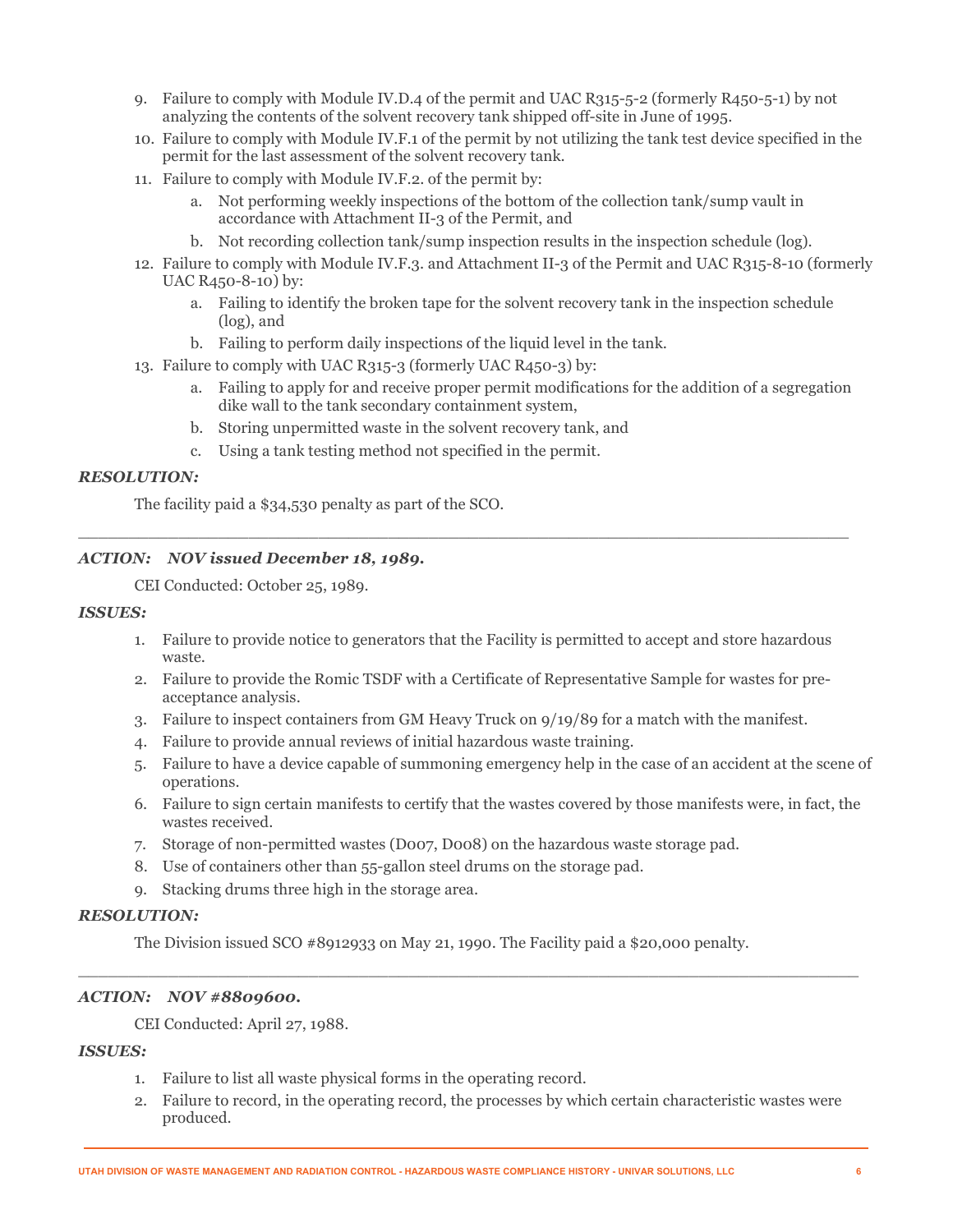9. Failure to comply with Module IV.D.4 of the permit and UAC R315-5-2 (formerly R450-5-1) by not analyzing the contents of the solvent recovery tank shipped off-site in June of 1995.
10. Failure to comply with Module IV.F.1 of the permit by not utilizing the tank test device specified in the permit for the last assessment of the solvent recovery tank.
11. Failure to comply with Module IV.F.2. of the permit by:
    a. Not performing weekly inspections of the bottom of the collection tank/sump vault in accordance with Attachment II-3 of the Permit, and
    b. Not recording collection tank/sump inspection results in the inspection schedule (log).
12. Failure to comply with Module IV.F.3. and Attachment II-3 of the Permit and UAC R315-8-10 (formerly UAC R450-8-10) by:
    a. Failing to identify the broken tape for the solvent recovery tank in the inspection schedule (log), and
    b. Failing to perform daily inspections of the liquid level in the tank.
13. Failure to comply with UAC R315-3 (formerly UAC R450-3) by:
    a. Failing to apply for and receive proper permit modifications for the addition of a segregation dike wall to the tank secondary containment system,
    b. Storing unpermitted waste in the solvent recovery tank, and
    c. Using a tank testing method not specified in the permit.

***RESOLUTION:***

The facility paid a $34,530 penalty as part of the SCO.

---

***ACTION: NOV issued December 18, 1989.***

CEI Conducted: October 25, 1989.

***ISSUES:***

1. Failure to provide notice to generators that the Facility is permitted to accept and store hazardous waste.
2. Failure to provide the Romic TSDF with a Certificate of Representative Sample for wastes for pre-acceptance analysis.
3. Failure to inspect containers from GM Heavy Truck on 9/19/89 for a match with the manifest.
4. Failure to provide annual reviews of initial hazardous waste training.
5. Failure to have a device capable of summoning emergency help in the case of an accident at the scene of operations.
6. Failure to sign certain manifests to certify that the wastes covered by those manifests were, in fact, the wastes received.
7. Storage of non-permitted wastes (D007, D008) on the hazardous waste storage pad.
8. Use of containers other than 55-gallon steel drums on the storage pad.
9. Stacking drums three high in the storage area.

***RESOLUTION:***

The Division issued SCO #8912933 on May 21, 1990. The Facility paid a $20,000 penalty.

---

***ACTION: NOV #8809600.***

CEI Conducted: April 27, 1988.

***ISSUES:***

1. Failure to list all waste physical forms in the operating record.
2. Failure to record, in the operating record, the processes by which certain characteristic wastes were produced.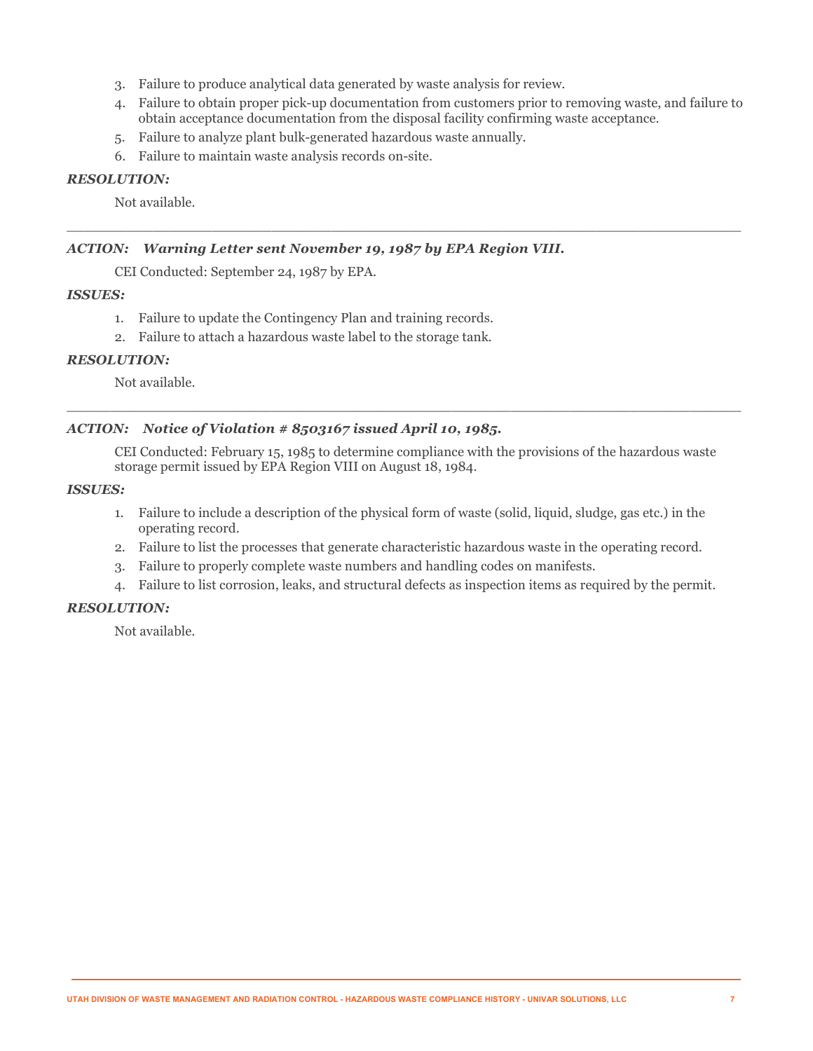3. Failure to produce analytical data generated by waste analysis for review.
4. Failure to obtain proper pick-up documentation from customers prior to removing waste, and failure to obtain acceptance documentation from the disposal facility confirming waste acceptance.
5. Failure to analyze plant bulk-generated hazardous waste annually.
6. Failure to maintain waste analysis records on-site.

***RESOLUTION:***

Not available.

---

***ACTION: Warning Letter sent November 19, 1987 by EPA Region VIII.***

CEI Conducted: September 24, 1987 by EPA.

***ISSUES:***

1. Failure to update the Contingency Plan and training records.
2. Failure to attach a hazardous waste label to the storage tank.

***RESOLUTION:***

Not available.

---

***ACTION: Notice of Violation # 8503167 issued April 10, 1985.***

CEI Conducted: February 15, 1985 to determine compliance with the provisions of the hazardous waste storage permit issued by EPA Region VIII on August 18, 1984.

***ISSUES:***

1. Failure to include a description of the physical form of waste (solid, liquid, sludge, gas etc.) in the operating record.
2. Failure to list the processes that generate characteristic hazardous waste in the operating record.
3. Failure to properly complete waste numbers and handling codes on manifests.
4. Failure to list corrosion, leaks, and structural defects as inspection items as required by the permit.

***RESOLUTION:***

Not available.